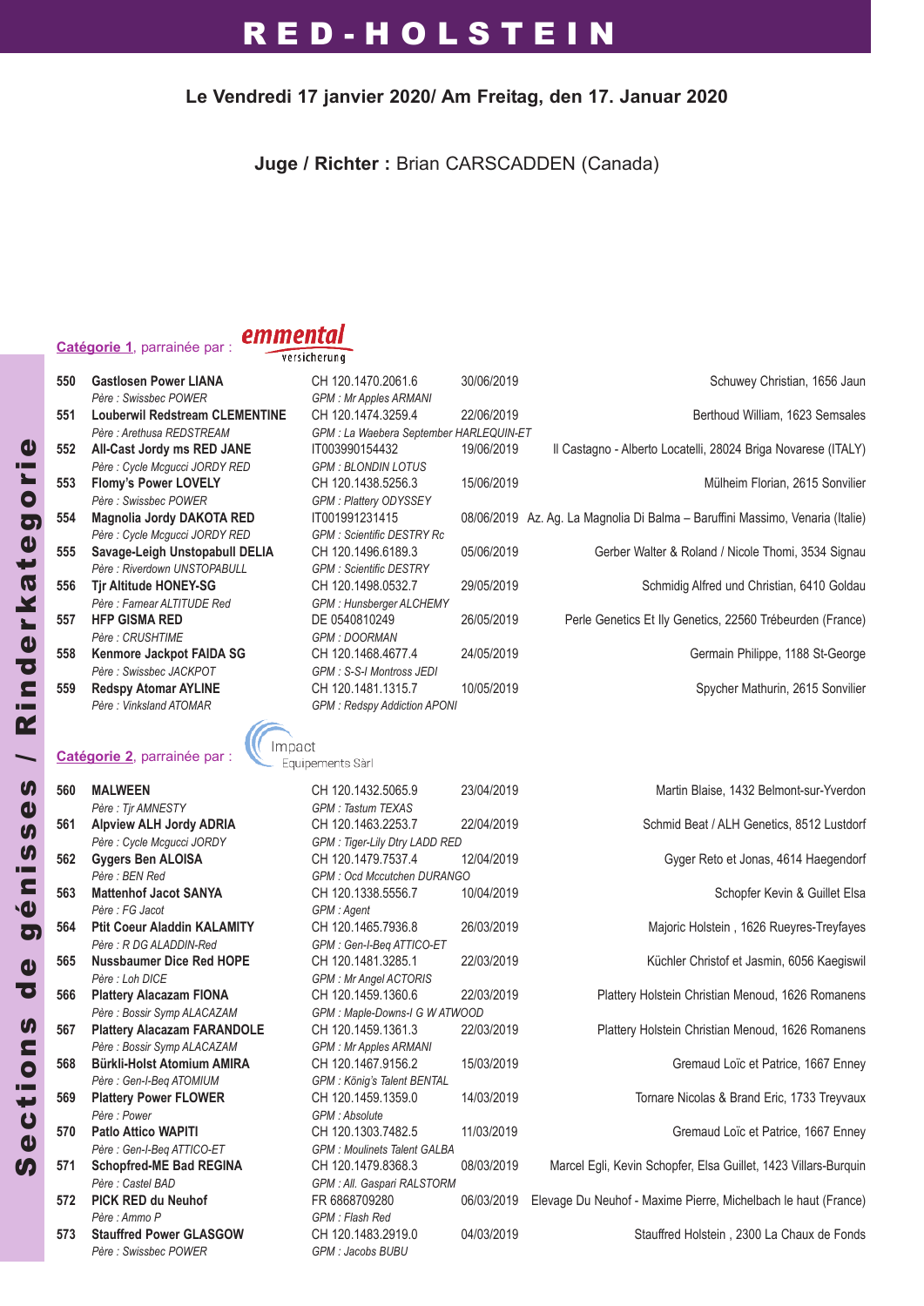# RED-HOLSTEIN

**Le Vendredi 17 janvier 2020/ Am Freitag, den 17. Januar 2020**

**Juge / Richter :** Brian CARSCADDEN (Canada)

Sections de génisses / Rinderkategorie

**Catégorie 1**, parrainée par : emmental versicherung

| N° | Nom / Père | N° / GPM | Date | Propriétaire |
|---|---|---|---|---|
| 550 | **Gastlosen Power LIANA**<br>*Père : Swissbec POWER* | CH 120.1470.2061.6<br>*GPM : Mr Apples ARMANI* | 30/06/2019 | Schuwey Christian, 1656 Jaun |
| 551 | **Louberwil Redstream CLEMENTINE**<br>*Père : Arethusa REDSTREAM* | CH 120.1474.3259.4<br>*GPM : La Waebera September HARLEQUIN-ET* | 22/06/2019 | Berthoud William, 1623 Semsales |
| 552 | **All-Cast Jordy ms RED JANE**<br>*Père : Cycle Mcgucci JORDY RED* | IT003990154432<br>*GPM : BLONDIN LOTUS* | 19/06/2019 | Il Castagno - Alberto Locatelli, 28024 Briga Novarese (ITALY) |
| 553 | **Flomy's Power LOVELY**<br>*Père : Swissbec POWER* | CH 120.1438.5256.3<br>*GPM : Plattery ODYSSEY* | 15/06/2019 | Mülheim Florian, 2615 Sonvilier |
| 554 | **Magnolia Jordy DAKOTA RED**<br>*Père : Cycle Mcgucci JORDY RED* | IT001991231415<br>*GPM : Scientific DESTRY Rc* | 08/06/2019 | Az. Ag. La Magnolia Di Balma – Baruffini Massimo, Venaria (Italie) |
| 555 | **Savage-Leigh Unstopabull DELIA**<br>*Père : Riverdown UNSTOPABULL* | CH 120.1496.6189.3<br>*GPM : Scientific DESTRY* | 05/06/2019 | Gerber Walter & Roland / Nicole Thomi, 3534 Signau |
| 556 | **Tjr Altitude HONEY-SG**<br>*Père : Farnear ALTITUDE Red* | CH 120.1498.0532.7<br>*GPM : Hunsberger ALCHEMY* | 29/05/2019 | Schmidig Alfred und Christian, 6410 Goldau |
| 557 | **HFP GISMA RED**<br>*Père : CRUSHTIME* | DE 0540810249<br>*GPM : DOORMAN* | 26/05/2019 | Perle Genetics Et Ily Genetics, 22560 Trébeurden (France) |
| 558 | **Kenmore Jackpot FAIDA SG**<br>*Père : Swissbec JACKPOT* | CH 120.1468.4677.4<br>*GPM : S-S-I Montross JEDI* | 24/05/2019 | Germain Philippe, 1188 St-George |
| 559 | **Redspy Atomar AYLINE**<br>*Père : Vinksland ATOMAR* | CH 120.1481.1315.7<br>*GPM : Redspy Addiction APONI* | 10/05/2019 | Spycher Mathurin, 2615 Sonvilier |

**Catégorie 2**, parrainée par : Impact Equipements Sàrl

| N° | Nom / Père | N° / GPM | Date | Propriétaire |
|---|---|---|---|---|
| 560 | **MALWEEN**<br>*Père : Tjr AMNESTY* | CH 120.1432.5065.9<br>*GPM : Tastum TEXAS* | 23/04/2019 | Martin Blaise, 1432 Belmont-sur-Yverdon |
| 561 | **Alpview ALH Jordy ADRIA**<br>*Père : Cycle Mcgucci JORDY* | CH 120.1463.2253.7<br>*GPM : Tiger-Lily Dtry LADD RED* | 22/04/2019 | Schmid Beat / ALH Genetics, 8512 Lustdorf |
| 562 | **Gygers Ben ALOISA**<br>*Père : BEN Red* | CH 120.1479.7537.4<br>*GPM : Ocd Mccutchen DURANGO* | 12/04/2019 | Gyger Reto et Jonas, 4614 Haegendorf |
| 563 | **Mattenhof Jacot SANYA**<br>*Père : FG Jacot* | CH 120.1338.5556.7<br>*GPM : Agent* | 10/04/2019 | Schopfer Kevin & Guillet Elsa |
| 564 | **Ptit Coeur Aladdin KALAMITY**<br>*Père : R DG ALADDIN-Red* | CH 120.1465.7936.8<br>*GPM : Gen-I-Beq ATTICO-ET* | 26/03/2019 | Majoric Holstein , 1626 Rueyres-Treyfayes |
| 565 | **Nussbaumer Dice Red HOPE**<br>*Père : Loh DICE* | CH 120.1481.3285.1<br>*GPM : Mr Angel ACTORIS* | 22/03/2019 | Küchler Christof et Jasmin, 6056 Kaegiswil |
| 566 | **Plattery Alacazam FIONA**<br>*Père : Bossir Symp ALACAZAM* | CH 120.1459.1360.6<br>*GPM : Maple-Downs-I G W ATWOOD* | 22/03/2019 | Plattery Holstein Christian Menoud, 1626 Romanens |
| 567 | **Plattery Alacazam FARANDOLE**<br>*Père : Bossir Symp ALACAZAM* | CH 120.1459.1361.3<br>*GPM : Mr Apples ARMANI* | 22/03/2019 | Plattery Holstein Christian Menoud, 1626 Romanens |
| 568 | **Bürkli-Holst Atomium AMIRA**<br>*Père : Gen-I-Beq ATOMIUM* | CH 120.1467.9156.2<br>*GPM : König's Talent BENTAL* | 15/03/2019 | Gremaud Loïc et Patrice, 1667 Enney |
| 569 | **Plattery Power FLOWER**<br>*Père : Power* | CH 120.1459.1359.0<br>*GPM : Absolute* | 14/03/2019 | Tornare Nicolas & Brand Eric, 1733 Treyvaux |
| 570 | **Patlo Attico WAPITI**<br>*Père : Gen-I-Beq ATTICO-ET* | CH 120.1303.7482.5<br>*GPM : Moulinets Talent GALBA* | 11/03/2019 | Gremaud Loïc et Patrice, 1667 Enney |
| 571 | **Schopfred-ME Bad REGINA**<br>*Père : Castel BAD* | CH 120.1479.8368.3<br>*GPM : All. Gaspari RALSTORM* | 08/03/2019 | Marcel Egli, Kevin Schopfer, Elsa Guillet, 1423 Villars-Burquin |
| 572 | **PICK RED du Neuhof**<br>*Père : Ammo P* | FR 6868709280<br>*GPM : Flash Red* | 06/03/2019 | Elevage Du Neuhof - Maxime Pierre, Michelbach le haut (France) |
| 573 | **Stauffred Power GLASGOW**<br>*Père : Swissbec POWER* | CH 120.1483.2919.0<br>*GPM : Jacobs BUBU* | 04/03/2019 | Stauffred Holstein , 2300 La Chaux de Fonds |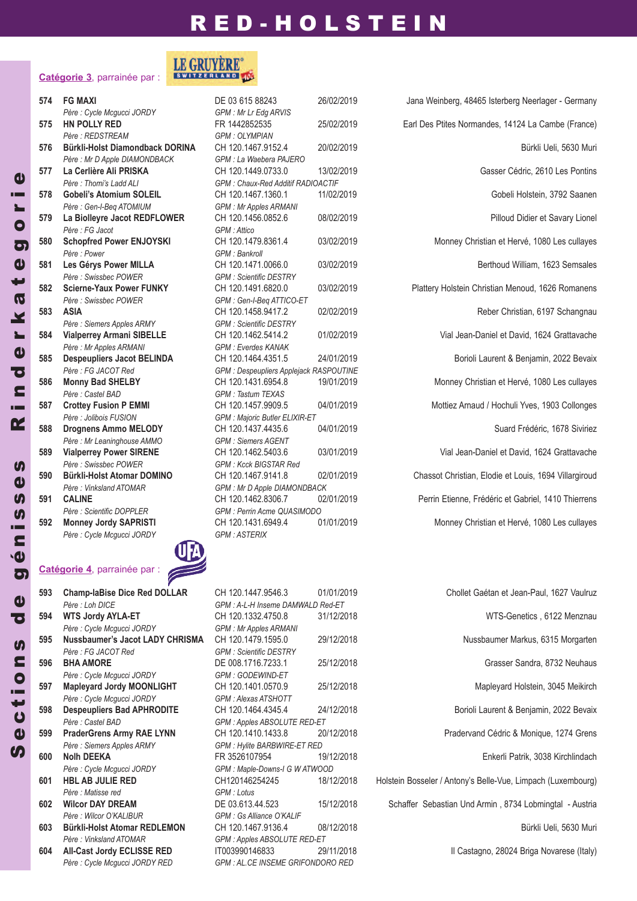# RED-HOLSTEIN

**Catégorie 3**, parrainée par : LE GRUYÈRE SWITZERLAND

| N° | Nom / Père | N° / GPM | Date | Propriétaire |
|---|---|---|---|---|
| 574 | **FG MAXI** | DE 03 615 88243 | 26/02/2019 | Jana Weinberg, 48465 Isterberg Neerlager - Germany |
| | *Père : Cycle Mcgucci JORDY* | *GPM : Mr Lr Edg ARVIS* | | |
| 575 | **HN POLLY RED** | FR 1442852535 | 25/02/2019 | Earl Des Ptites Normandes, 14124 La Cambe (France) |
| | *Père : REDSTREAM* | *GPM : OLYMPIAN* | | |
| 576 | **Bürkli-Holst Diamondback DORINA** | CH 120.1467.9152.4 | 20/02/2019 | Bürkli Ueli, 5630 Muri |
| | *Père : Mr D Apple DIAMONDBACK* | *GPM : La Waebera PAJERO* | | |
| 577 | **La Cerlière Ali PRISKA** | CH 120.1449.0733.0 | 13/02/2019 | Gasser Cédric, 2610 Les Pontins |
| | *Père : Thomi's Ladd ALI* | *GPM : Chaux-Red Additif RADIOACTIF* | | |
| 578 | **Gobeli's Atomium SOLEIL** | CH 120.1467.1360.1 | 11/02/2019 | Gobeli Holstein, 3792 Saanen |
| | *Père : Gen-I-Beq ATOMIUM* | *GPM : Mr Apples ARMANI* | | |
| 579 | **La Biolleyre Jacot REDFLOWER** | CH 120.1456.0852.6 | 08/02/2019 | Pilloud Didier et Savary Lionel |
| | *Père : FG Jacot* | *GPM : Attico* | | |
| 580 | **Schopfred Power ENJOYSKI** | CH 120.1479.8361.4 | 03/02/2019 | Monney Christian et Hervé, 1080 Les cullayes |
| | *Père : Power* | *GPM : Bankroll* | | |
| 581 | **Les Gérys Power MILLA** | CH 120.1471.0066.0 | 03/02/2019 | Berthoud William, 1623 Semsales |
| | *Père : Swissbec POWER* | *GPM : Scientific DESTRY* | | |
| 582 | **Scierne-Yaux Power FUNKY** | CH 120.1491.6820.0 | 03/02/2019 | Plattery Holstein Christian Menoud, 1626 Romanens |
| | *Père : Swissbec POWER* | *GPM : Gen-I-Beq ATTICO-ET* | | |
| 583 | **ASIA** | CH 120.1458.9417.2 | 02/02/2019 | Reber Christian, 6197 Schangnau |
| | *Père : Siemers Apples ARMY* | *GPM : Scientific DESTRY* | | |
| 584 | **Vialperrey Armani SIBELLE** | CH 120.1462.5414.2 | 01/02/2019 | Vial Jean-Daniel et David, 1624 Grattavache |
| | *Père : Mr Apples ARMANI* | *GPM : Everdes KANAK* | | |
| 585 | **Despeupliers Jacot BELINDA** | CH 120.1464.4351.5 | 24/01/2019 | Borioli Laurent & Benjamin, 2022 Bevaix |
| | *Père : FG JACOT Red* | *GPM : Despeupliers Applejack RASPOUTINE* | | |
| 586 | **Monny Bad SHELBY** | CH 120.1431.6954.8 | 19/01/2019 | Monney Christian et Hervé, 1080 Les cullayes |
| | *Père : Castel BAD* | *GPM : Tastum TEXAS* | | |
| 587 | **Crottey Fusion P EMMI** | CH 120.1457.9909.5 | 04/01/2019 | Mottiez Arnaud / Hochuli Yves, 1903 Collonges |
| | *Père : Jolibois FUSION* | *GPM : Majoric Butler ELIXIR-ET* | | |
| 588 | **Drognens Ammo MELODY** | CH 120.1437.4435.6 | 04/01/2019 | Suard Frédéric, 1678 Siviriez |
| | *Père : Mr Leaninghouse AMMO* | *GPM : Siemers AGENT* | | |
| 589 | **Vialperrey Power SIRENE** | CH 120.1462.5403.6 | 03/01/2019 | Vial Jean-Daniel et David, 1624 Grattavache |
| | *Père : Swissbec POWER* | *GPM : Kcck BIGSTAR Red* | | |
| 590 | **Bürkli-Holst Atomar DOMINO** | CH 120.1467.9141.8 | 02/01/2019 | Chassot Christian, Elodie et Louis, 1694 Villargiroud |
| | *Père : Vinksland ATOMAR* | *GPM : Mr D Apple DIAMONDBACK* | | |
| 591 | **CALINE** | CH 120.1462.8306.7 | 02/01/2019 | Perrin Etienne, Frédéric et Gabriel, 1410 Thierrens |
| | *Père : Scientific DOPPLER* | *GPM : Perrin Acme QUASIMODO* | | |
| 592 | **Monney Jordy SAPRISTI** | CH 120.1431.6949.4 | 01/01/2019 | Monney Christian et Hervé, 1080 Les cullayes |
| | *Père : Cycle Mcgucci JORDY* | *GPM : ASTERIX* | | |

**Catégorie 4**, parrainée par : UFA

| N° | Nom / Père | N° / GPM | Date | Propriétaire |
|---|---|---|---|---|
| 593 | **Champ-laBise Dice Red DOLLAR** | CH 120.1447.9546.3 | 01/01/2019 | Chollet Gaétan et Jean-Paul, 1627 Vaulruz |
| | *Père : Loh DICE* | *GPM : A-L-H Inseme DAMWALD Red-ET* | | |
| 594 | **WTS Jordy AYLA-ET** | CH 120.1332.4750.8 | 31/12/2018 | WTS-Genetics , 6122 Menznau |
| | *Père : Cycle Mcgucci JORDY* | *GPM : Mr Apples ARMANI* | | |
| 595 | **Nussbaumer's Jacot LADY CHRISMA** | CH 120.1479.1595.0 | 29/12/2018 | Nussbaumer Markus, 6315 Morgarten |
| | *Père : FG JACOT Red* | *GPM : Scientific DESTRY* | | |
| 596 | **BHA AMORE** | DE 008.1716.7233.1 | 25/12/2018 | Grasser Sandra, 8732 Neuhaus |
| | *Père : Cycle Mcgucci JORDY* | *GPM : GODEWIND-ET* | | |
| 597 | **Mapleyard Jordy MOONLIGHT** | CH 120.1401.0570.9 | 25/12/2018 | Mapleyard Holstein, 3045 Meikirch |
| | *Père : Cycle Mcgucci JORDY* | *GPM : Alexas ATSHOTT* | | |
| 598 | **Despeupliers Bad APHRODITE** | CH 120.1464.4345.4 | 24/12/2018 | Borioli Laurent & Benjamin, 2022 Bevaix |
| | *Père : Castel BAD* | *GPM : Apples ABSOLUTE RED-ET* | | |
| 599 | **PraderGrens Army RAE LYNN** | CH 120.1410.1433.8 | 20/12/2018 | Pradervand Cédric & Monique, 1274 Grens |
| | *Père : Siemers Apples ARMY* | *GPM : Hylite BARBWIRE-ET RED* | | |
| 600 | **Nolh DEEKA** | FR 3526107954 | 19/12/2018 | Enkerli Patrik, 3038 Kirchlindach |
| | *Père : Cycle Mcgucci JORDY* | *GPM : Maple-Downs-I G W ATWOOD* | | |
| 601 | **HBL AB JULIE RED** | CH120146254245 | 18/12/2018 | Holstein Bosseler / Antony's Belle-Vue, Limpach (Luxembourg) |
| | *Père : Matisse red* | *GPM : Lotus* | | |
| 602 | **Wilcor DAY DREAM** | DE 03.613.44.523 | 15/12/2018 | Schaffer Sebastian Und Armin , 8734 Lobmingtal - Austria |
| | *Père : Wilcor O'KALIBUR* | *GPM : Gs Alliance O'KALIF* | | |
| 603 | **Bürkli-Holst Atomar REDLEMON** | CH 120.1467.9136.4 | 08/12/2018 | Bürkli Ueli, 5630 Muri |
| | *Père : Vinksland ATOMAR* | *GPM : Apples ABSOLUTE RED-ET* | | |
| 604 | **All-Cast Jordy ECLISSE RED** | IT003990146833 | 29/11/2018 | Il Castagno, 28024 Briga Novarese (Italy) |
| | *Père : Cycle Mcgucci JORDY RED* | *GPM : AL.CE INSEME GRIFONDORO RED* | | |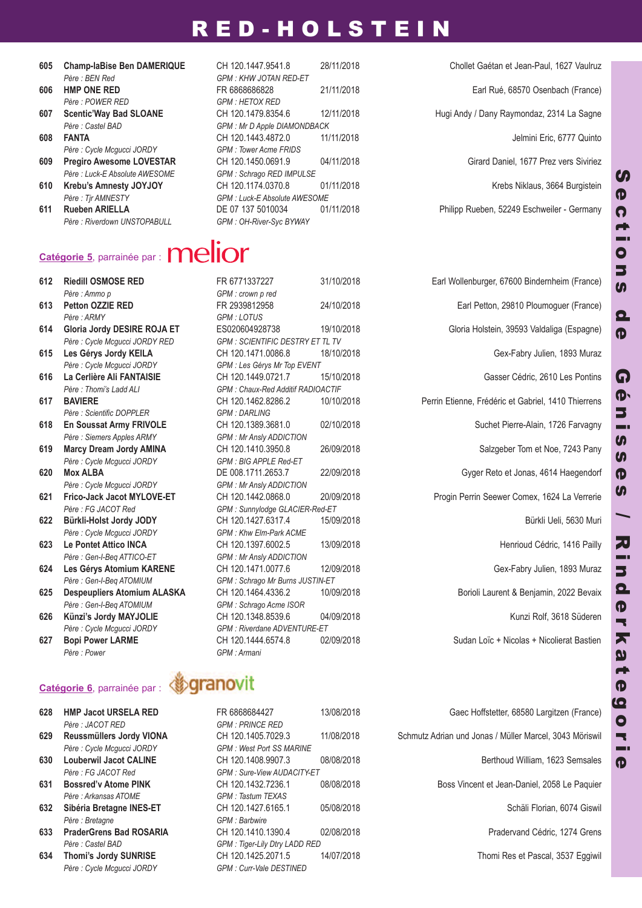# RED-HOLSTEIN

| No | Nom / Père | N° / GPM | Date | Propriétaire |
|---|---|---|---|---|
| 605 | **Champ-laBise Ben DAMERIQUE** | CH 120.1447.9541.8 | 28/11/2018 | Chollet Gaétan et Jean-Paul, 1627 Vaulruz |
| | *Père : BEN Red* | *GPM : KHW JOTAN RED-ET* | | |
| 606 | **HMP ONE RED** | FR 6868686828 | 21/11/2018 | Earl Rué, 68570 Osenbach (France) |
| | *Père : POWER RED* | *GPM : HETOX RED* | | |
| 607 | **Scentic'Way Bad SLOANE** | CH 120.1479.8354.6 | 12/11/2018 | Hugi Andy / Dany Raymondaz, 2314 La Sagne |
| | *Père : Castel BAD* | *GPM : Mr D Apple DIAMONDBACK* | | |
| 608 | **FANTA** | CH 120.1443.4872.0 | 11/11/2018 | Jelmini Eric, 6777 Quinto |
| | *Père : Cycle Mcgucci JORDY* | *GPM : Tower Acme FRIDS* | | |
| 609 | **Pregiro Awesome LOVESTAR** | CH 120.1450.0691.9 | 04/11/2018 | Girard Daniel, 1677 Prez vers Siviriez |
| | *Père : Luck-E Absolute AWESOME* | *GPM : Schrago RED IMPULSE* | | |
| 610 | **Krebu's Amnesty JOYJOY** | CH 120.1174.0370.8 | 01/11/2018 | Krebs Niklaus, 3664 Burgistein |
| | *Père : Tjr AMNESTY* | *GPM : Luck-E Absolute AWESOME* | | |
| 611 | **Rueben ARIELLA** | DE 07 137 5010034 | 01/11/2018 | Philipp Rueben, 52249 Eschweiler - Germany |
| | *Père : Riverdown UNSTOPABULL* | *GPM : OH-River-Syc BYWAY* | | |

## Catégorie 5, parrainée par : melior

| No | Nom / Père | N° / GPM | Date | Propriétaire |
|---|---|---|---|---|
| 612 | **Riedill OSMOSE RED** | FR 6771337227 | 31/10/2018 | Earl Wollenburger, 67600 Bindernheim (France) |
| | *Père : Ammo p* | *GPM : crown p red* | | |
| 613 | **Petton OZZIE RED** | FR 2939812958 | 24/10/2018 | Earl Petton, 29810 Ploumoguer (France) |
| | *Père : ARMY* | *GPM : LOTUS* | | |
| 614 | **Gloria Jordy DESIRE ROJA ET** | ES020604928738 | 19/10/2018 | Gloria Holstein, 39593 Valdaliga (Espagne) |
| | *Père : Cycle Mcgucci JORDY RED* | *GPM : SCIENTIFIC DESTRY ET TL TV* | | |
| 615 | **Les Gérys Jordy KEILA** | CH 120.1471.0086.8 | 18/10/2018 | Gex-Fabry Julien, 1893 Muraz |
| | *Père : Cycle Mcgucci JORDY* | *GPM : Les Gérys Mr Top EVENT* | | |
| 616 | **La Cerlière Ali FANTAISIE** | CH 120.1449.0721.7 | 15/10/2018 | Gasser Cédric, 2610 Les Pontins |
| | *Père : Thomi's Ladd ALI* | *GPM : Chaux-Red Additif RADIOACTIF* | | |
| 617 | **BAVIERE** | CH 120.1462.8286.2 | 10/10/2018 | Perrin Etienne, Frédéric et Gabriel, 1410 Thierrens |
| | *Père : Scientific DOPPLER* | *GPM : DARLING* | | |
| 618 | **En Soussat Army FRIVOLE** | CH 120.1389.3681.0 | 02/10/2018 | Suchet Pierre-Alain, 1726 Farvagny |
| | *Père : Siemers Apples ARMY* | *GPM : Mr Ansly ADDICTION* | | |
| 619 | **Marcy Dream Jordy AMINA** | CH 120.1410.3950.8 | 26/09/2018 | Salzgeber Tom et Noe, 7243 Pany |
| | *Père : Cycle Mcgucci JORDY* | *GPM : BIG APPLE Red-ET* | | |
| 620 | **Mox ALBA** | DE 008.1711.2653.7 | 22/09/2018 | Gyger Reto et Jonas, 4614 Haegendorf |
| | *Père : Cycle Mcgucci JORDY* | *GPM : Mr Ansly ADDICTION* | | |
| 621 | **Frico-Jack Jacot MYLOVE-ET** | CH 120.1442.0868.0 | 20/09/2018 | Progin Perrin Seewer Comex, 1624 La Verrerie |
| | *Père : FG JACOT Red* | *GPM : Sunnylodge GLACIER-Red-ET* | | |
| 622 | **Bürkli-Holst Jordy JODY** | CH 120.1427.6317.4 | 15/09/2018 | Bürkli Ueli, 5630 Muri |
| | *Père : Cycle Mcgucci JORDY* | *GPM : Khw Elm-Park ACME* | | |
| 623 | **Le Pontet Attico NINA** | CH 120.1397.6002.5 | 13/09/2018 | Henrioud Cédric, 1416 Pailly |
| | *Père : Gen-I-Beq ATTICO-ET* | *GPM : Mr Ansly ADDICTION* | | |
| 624 | **Les Gérys Atomium KARENE** | CH 120.1471.0077.6 | 12/09/2018 | Gex-Fabry Julien, 1893 Muraz |
| | *Père : Gen-I-Beq ATOMIUM* | *GPM : Schrago Mr Burns JUSTIN-ET* | | |
| 625 | **Despeupliers Atomium ALASKA** | CH 120.1464.4336.2 | 10/09/2018 | Borioli Laurent & Benjamin, 2022 Bevaix |
| | *Père : Gen-I-Beq ATOMIUM* | *GPM : Schrago Acme ISOR* | | |
| 626 | **Künzi's Jordy MAYJOLIE** | CH 120.1348.8539.6 | 04/09/2018 | Kunzi Rolf, 3618 Süderen |
| | *Père : Cycle Mcgucci JORDY* | *GPM : Riverdane ADVENTURE-ET* | | |
| 627 | **Bopi Power LARME** | CH 120.1444.6574.8 | 02/09/2018 | Sudan Loïc + Nicolas + Nicolierat Bastien |
| | *Père : Power* | *GPM : Armani* | | |

## Catégorie 6, parrainée par : granovit

| No | Nom / Père | N° / GPM | Date | Propriétaire |
|---|---|---|---|---|
| 628 | **HMP Jacot URSELA RED** | FR 6868684427 | 13/08/2018 | Gaec Hoffstetter, 68580 Largitzen (France) |
| | *Père : JACOT RED* | *GPM : PRINCE RED* | | |
| 629 | **Reussmüllers Jordy VIONA** | CH 120.1405.7029.3 | 11/08/2018 | Schmutz Adrian und Jonas / Müller Marcel, 3043 Möriswil |
| | *Père : Cycle Mcgucci JORDY* | *GPM : West Port SS MARINE* | | |
| 630 | **Louberwil Jacot CALINE** | CH 120.1408.9907.3 | 08/08/2018 | Berthoud William, 1623 Semsales |
| | *Père : FG JACOT Red* | *GPM : Sure-View AUDACITY-ET* | | |
| 631 | **Bossred'v Atome PINK** | CH 120.1432.7236.1 | 08/08/2018 | Boss Vincent et Jean-Daniel, 2058 Le Paquier |
| | *Père : Arkansas ATOME* | *GPM : Tastum TEXAS* | | |
| 632 | **Sibéria Bretagne INES-ET** | CH 120.1427.6165.1 | 05/08/2018 | Schäli Florian, 6074 Giswil |
| | *Père : Bretagne* | *GPM : Barbwire* | | |
| 633 | **PraderGrens Bad ROSARIA** | CH 120.1410.1390.4 | 02/08/2018 | Pradervand Cédric, 1274 Grens |
| | *Père : Castel BAD* | *GPM : Tiger-Lily Dtry LADD RED* | | |
| 634 | **Thomi's Jordy SUNRISE** | CH 120.1425.2071.5 | 14/07/2018 | Thomi Res et Pascal, 3537 Eggiwil |
| | *Père : Cycle Mcgucci JORDY* | *GPM : Curr-Vale DESTINED* | | |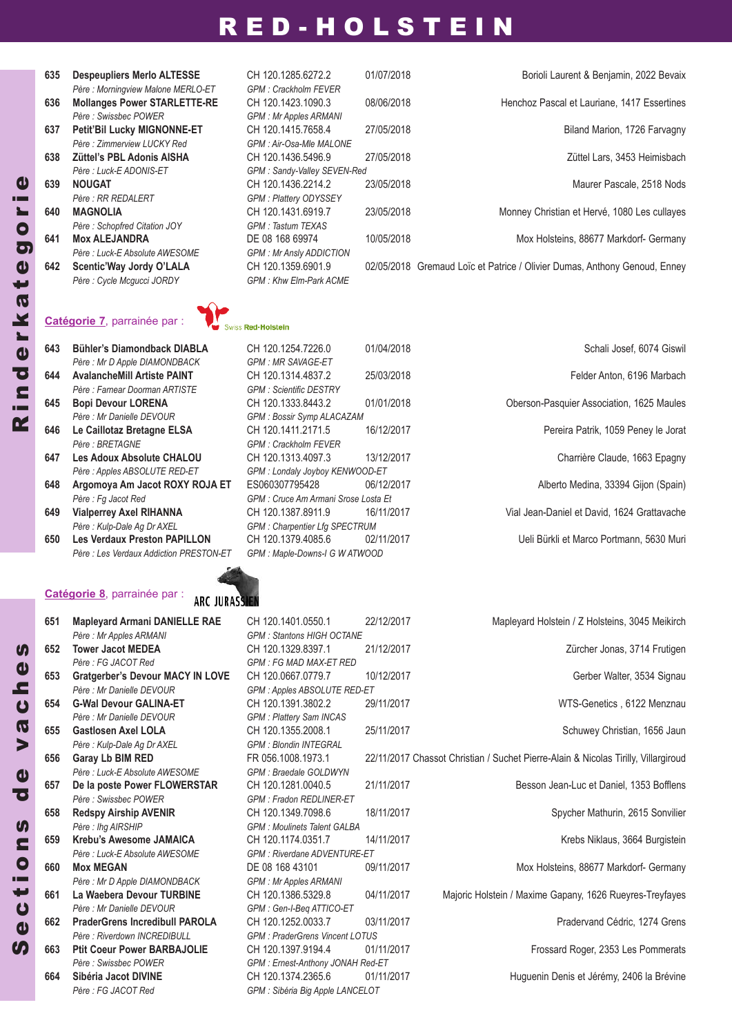# RED-HOLSTEIN

| No | Nom | Identification | Date | Propriétaire |
|---|---|---|---|---|
| 635 | **Despeupliers Merlo ALTESSE** | CH 120.1285.6272.2 | 01/07/2018 | Borioli Laurent & Benjamin, 2022 Bevaix |
| | *Père : Morningview Malone MERLO-ET* | *GPM : Crackholm FEVER* | | |
| 636 | **Mollanges Power STARLETTE-RE** | CH 120.1423.1090.3 | 08/06/2018 | Henchoz Pascal et Lauriane, 1417 Essertines |
| | *Père : Swissbec POWER* | *GPM : Mr Apples ARMANI* | | |
| 637 | **Petit'Bil Lucky MIGNONNE-ET** | CH 120.1415.7658.4 | 27/05/2018 | Biland Marion, 1726 Farvagny |
| | *Père : Zimmerview LUCKY Red* | *GPM : Air-Osa-Mle MALONE* | | |
| 638 | **Züttel's PBL Adonis AISHA** | CH 120.1436.5496.9 | 27/05/2018 | Züttel Lars, 3453 Heimisbach |
| | *Père : Luck-E ADONIS-ET* | *GPM : Sandy-Valley SEVEN-Red* | | |
| 639 | **NOUGAT** | CH 120.1436.2214.2 | 23/05/2018 | Maurer Pascale, 2518 Nods |
| | *Père : RR REDALERT* | *GPM : Plattery ODYSSEY* | | |
| 640 | **MAGNOLIA** | CH 120.1431.6919.7 | 23/05/2018 | Monney Christian et Hervé, 1080 Les cullayes |
| | *Père : Schopfred Citation JOY* | *GPM : Tastum TEXAS* | | |
| 641 | **Mox ALEJANDRA** | DE 08 168 69974 | 10/05/2018 | Mox Holsteins, 88677 Markdorf- Germany |
| | *Père : Luck-E Absolute AWESOME* | *GPM : Mr Ansly ADDICTION* | | |
| 642 | **Scentic'Way Jordy O'LALA** | CH 120.1359.6901.9 | 02/05/2018 | Gremaud Loïc et Patrice / Olivier Dumas, Anthony Genoud, Enney |
| | *Père : Cycle Mcgucci JORDY* | *GPM : Khw Elm-Park ACME* | | |

## Catégorie 7, parrainée par : Swiss Red-Holstein

| No | Nom | Identification | Date | Propriétaire |
|---|---|---|---|---|
| 643 | **Bühler's Diamondback DIABLA** | CH 120.1254.7226.0 | 01/04/2018 | Schali Josef, 6074 Giswil |
| | *Père : Mr D Apple DIAMONDBACK* | *GPM : MR SAVAGE-ET* | | |
| 644 | **AvalancheMill Artiste PAINT** | CH 120.1314.4837.2 | 25/03/2018 | Felder Anton, 6196 Marbach |
| | *Père : Famear Doorman ARTISTE* | *GPM : Scientific DESTRY* | | |
| 645 | **Bopi Devour LORENA** | CH 120.1333.8443.2 | 01/01/2018 | Oberson-Pasquier Association, 1625 Maules |
| | *Père : Mr Danielle DEVOUR* | *GPM : Bossir Symp ALACAZAM* | | |
| 646 | **Le Caillotaz Bretagne ELSA** | CH 120.1411.2171.5 | 16/12/2017 | Pereira Patrik, 1059 Peney le Jorat |
| | *Père : BRETAGNE* | *GPM : Crackholm FEVER* | | |
| 647 | **Les Adoux Absolute CHALOU** | CH 120.1313.4097.3 | 13/12/2017 | Charrière Claude, 1663 Epagny |
| | *Père : Apples ABSOLUTE RED-ET* | *GPM : Londaly Joyboy KENWOOD-ET* | | |
| 648 | **Argomoya Am Jacot ROXY ROJA ET** | ES060307795428 | 06/12/2017 | Alberto Medina, 33394 Gijon (Spain) |
| | *Père : Fg Jacot Red* | *GPM : Cruce Am Armani Srose Losta Et* | | |
| 649 | **Vialperrey Axel RIHANNA** | CH 120.1387.8911.9 | 16/11/2017 | Vial Jean-Daniel et David, 1624 Grattavache |
| | *Père : Kulp-Dale Ag Dr AXEL* | *GPM : Charpentier Lfg SPECTRUM* | | |
| 650 | **Les Verdaux Preston PAPILLON** | CH 120.1379.4085.6 | 02/11/2017 | Ueli Bürkli et Marco Portmann, 5630 Muri |
| | *Père : Les Verdaux Addiction PRESTON-ET* | *GPM : Maple-Downs-I G W ATWOOD* | | |

## Catégorie 8, parrainée par : ARC JURASSIEN

| No | Nom | Identification | Date | Propriétaire |
|---|---|---|---|---|
| 651 | **Mapleyard Armani DANIELLE RAE** | CH 120.1401.0550.1 | 22/12/2017 | Mapleyard Holstein / Z Holsteins, 3045 Meikirch |
| | *Père : Mr Apples ARMANI* | *GPM : Stantons HIGH OCTANE* | | |
| 652 | **Tower Jacot MEDEA** | CH 120.1329.8397.1 | 21/12/2017 | Zürcher Jonas, 3714 Frutigen |
| | *Père : FG JACOT Red* | *GPM : FG MAD MAX-ET RED* | | |
| 653 | **Gratgerber's Devour MACY IN LOVE** | CH 120.0667.0779.7 | 10/12/2017 | Gerber Walter, 3534 Signau |
| | *Père : Mr Danielle DEVOUR* | *GPM : Apples ABSOLUTE RED-ET* | | |
| 654 | **G-Wal Devour GALINA-ET** | CH 120.1391.3802.2 | 29/11/2017 | WTS-Genetics , 6122 Menznau |
| | *Père : Mr Danielle DEVOUR* | *GPM : Plattery Sam INCAS* | | |
| 655 | **Gastlosen Axel LOLA** | CH 120.1355.2008.1 | 25/11/2017 | Schuwey Christian, 1656 Jaun |
| | *Père : Kulp-Dale Ag Dr AXEL* | *GPM : Blondin INTEGRAL* | | |
| 656 | **Garay Lb BIM RED** | FR 056.1008.1973.1 | 22/11/2017 | Chassot Christian / Suchet Pierre-Alain & Nicolas Tirilly, Villargiroud |
| | *Père : Luck-E Absolute AWESOME* | *GPM : Braedale GOLDWYN* | | |
| 657 | **De la poste Power FLOWERSTAR** | CH 120.1281.0040.5 | 21/11/2017 | Besson Jean-Luc et Daniel, 1353 Bofflens |
| | *Père : Swissbec POWER* | *GPM : Fradon REDLINER-ET* | | |
| 658 | **Redspy Airship AVENIR** | CH 120.1349.7098.6 | 18/11/2017 | Spycher Mathurin, 2615 Sonvilier |
| | *Père : Ihg AIRSHIP* | *GPM : Moulinets Talent GALBA* | | |
| 659 | **Krebu's Awesome JAMAICA** | CH 120.1174.0351.7 | 14/11/2017 | Krebs Niklaus, 3664 Burgistein |
| | *Père : Luck-E Absolute AWESOME* | *GPM : Riverdane ADVENTURE-ET* | | |
| 660 | **Mox MEGAN** | DE 08 168 43101 | 09/11/2017 | Mox Holsteins, 88677 Markdorf- Germany |
| | *Père : Mr D Apple DIAMONDBACK* | *GPM : Mr Apples ARMANI* | | |
| 661 | **La Waebera Devour TURBINE** | CH 120.1386.5329.8 | 04/11/2017 | Majoric Holstein / Maxime Gapany, 1626 Rueyres-Treyfayes |
| | *Père : Mr Danielle DEVOUR* | *GPM : Gen-I-Beq ATTICO-ET* | | |
| 662 | **PraderGrens Incredibull PAROLA** | CH 120.1252.0033.7 | 03/11/2017 | Pradervand Cédric, 1274 Grens |
| | *Père : Riverdown INCREDIBULL* | *GPM : PraderGrens Vincent LOTUS* | | |
| 663 | **Ptit Coeur Power BARBAJOLIE** | CH 120.1397.9194.4 | 01/11/2017 | Frossard Roger, 2353 Les Pommerats |
| | *Père : Swissbec POWER* | *GPM : Ernest-Anthony JONAH Red-ET* | | |
| 664 | **Sibéria Jacot DIVINE** | CH 120.1374.2365.6 | 01/11/2017 | Huguenin Denis et Jérémy, 2406 la Brévine |
| | *Père : FG JACOT Red* | *GPM : Sibéria Big Apple LANCELOT* | | |

Rinderkategorie

Sections de vaches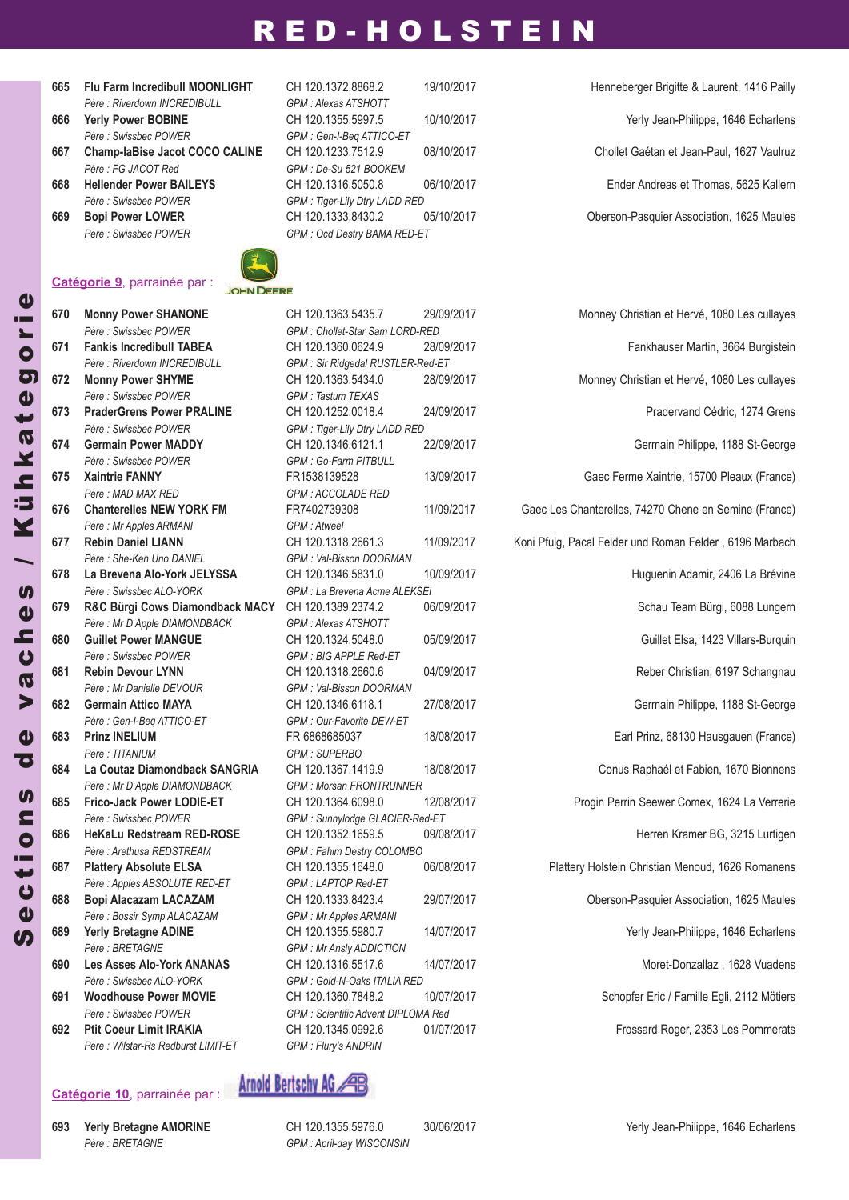# RED-HOLSTEIN

| No | Nom | Identification | Date de naissance | Propriétaire |
|---|---|---|---|---|
| 665 | **Flu Farm Incredibull MOONLIGHT** | CH 120.1372.8868.2 | 19/10/2017 | Henneberger Brigitte & Laurent, 1416 Pailly |
| | *Père : Riverdown INCREDIBULL* | *GPM : Alexas ATSHOTT* | | |
| 666 | **Yerly Power BOBINE** | CH 120.1355.5997.5 | 10/10/2017 | Yerly Jean-Philippe, 1646 Echarlens |
| | *Père : Swissbec POWER* | *GPM : Gen-I-Beq ATTICO-ET* | | |
| 667 | **Champ-laBise Jacot COCO CALINE** | CH 120.1233.7512.9 | 08/10/2017 | Chollet Gaétan et Jean-Paul, 1627 Vaulruz |
| | *Père : FG JACOT Red* | *GPM : De-Su 521 BOOKEM* | | |
| 668 | **Hellender Power BAILEYS** | CH 120.1316.5050.8 | 06/10/2017 | Ender Andreas et Thomas, 5625 Kallern |
| | *Père : Swissbec POWER* | *GPM : Tiger-Lily Dtry LADD RED* | | |
| 669 | **Bopi Power LOWER** | CH 120.1333.8430.2 | 05/10/2017 | Oberson-Pasquier Association, 1625 Maules |
| | *Père : Swissbec POWER* | *GPM : Ocd Destry BAMA RED-ET* | | |

**Catégorie 9**, parrainée par : JOHN DEERE

| No | Nom | Identification | Date de naissance | Propriétaire |
|---|---|---|---|---|
| 670 | **Monny Power SHANONE** | CH 120.1363.5435.7 | 29/09/2017 | Monney Christian et Hervé, 1080 Les cullayes |
| | *Père : Swissbec POWER* | *GPM : Chollet-Star Sam LORD-RED* | | |
| 671 | **Fankis Incredibull TABEA** | CH 120.1360.0624.9 | 28/09/2017 | Fankhauser Martin, 3664 Burgistein |
| | *Père : Riverdown INCREDIBULL* | *GPM : Sir Ridgedal RUSTLER-Red-ET* | | |
| 672 | **Monny Power SHYME** | CH 120.1363.5434.0 | 28/09/2017 | Monney Christian et Hervé, 1080 Les cullayes |
| | *Père : Swissbec POWER* | *GPM : Tastum TEXAS* | | |
| 673 | **PraderGrens Power PRALINE** | CH 120.1252.0018.4 | 24/09/2017 | Pradervand Cédric, 1274 Grens |
| | *Père : Swissbec POWER* | *GPM : Tiger-Lily Dtry LADD RED* | | |
| 674 | **Germain Power MADDY** | CH 120.1346.6121.1 | 22/09/2017 | Germain Philippe, 1188 St-George |
| | *Père : Swissbec POWER* | *GPM : Go-Farm PITBULL* | | |
| 675 | **Xaintrie FANNY** | FR1538139528 | 13/09/2017 | Gaec Ferme Xaintrie, 15700 Pleaux (France) |
| | *Père : MAD MAX RED* | *GPM : ACCOLADE RED* | | |
| 676 | **Chanterelles NEW YORK FM** | FR7402739308 | 11/09/2017 | Gaec Les Chanterelles, 74270 Chene en Semine (France) |
| | *Père : Mr Apples ARMANI* | *GPM : Atweel* | | |
| 677 | **Rebin Daniel LIANN** | CH 120.1318.2661.3 | 11/09/2017 | Koni Pfulg, Pacal Felder und Roman Felder , 6196 Marbach |
| | *Père : She-Ken Uno DANIEL* | *GPM : Val-Bisson DOORMAN* | | |
| 678 | **La Brevena Alo-York JELYSSA** | CH 120.1346.5831.0 | 10/09/2017 | Huguenin Adamir, 2406 La Brévine |
| | *Père : Swissbec ALO-YORK* | *GPM : La Brevena Acme ALEKSEI* | | |
| 679 | **R&C Bürgi Cows Diamondback MACY** | CH 120.1389.2374.2 | 06/09/2017 | Schau Team Bürgi, 6088 Lungern |
| | *Père : Mr D Apple DIAMONDBACK* | *GPM : Alexas ATSHOTT* | | |
| 680 | **Guillet Power MANGUE** | CH 120.1324.5048.0 | 05/09/2017 | Guillet Elsa, 1423 Villars-Burquin |
| | *Père : Swissbec POWER* | *GPM : BIG APPLE Red-ET* | | |
| 681 | **Rebin Devour LYNN** | CH 120.1318.2660.6 | 04/09/2017 | Reber Christian, 6197 Schangnau |
| | *Père : Mr Danielle DEVOUR* | *GPM : Val-Bisson DOORMAN* | | |
| 682 | **Germain Attico MAYA** | CH 120.1346.6118.1 | 27/08/2017 | Germain Philippe, 1188 St-George |
| | *Père : Gen-I-Beq ATTICO-ET* | *GPM : Our-Favorite DEW-ET* | | |
| 683 | **Prinz INELIUM** | FR 6868685037 | 18/08/2017 | Earl Prinz, 68130 Hausgauen (France) |
| | *Père : TITANIUM* | *GPM : SUPERBO* | | |
| 684 | **La Coutaz Diamondback SANGRIA** | CH 120.1367.1419.9 | 18/08/2017 | Conus Raphaël et Fabien, 1670 Bionnens |
| | *Père : Mr D Apple DIAMONDBACK* | *GPM : Morsan FRONTRUNNER* | | |
| 685 | **Frico-Jack Power LODIE-ET** | CH 120.1364.6098.0 | 12/08/2017 | Progin Perrin Seewer Comex, 1624 La Verrerie |
| | *Père : Swissbec POWER* | *GPM : Sunnylodge GLACIER-Red-ET* | | |
| 686 | **HeKaLu Redstream RED-ROSE** | CH 120.1352.1659.5 | 09/08/2017 | Herren Kramer BG, 3215 Lurtigen |
| | *Père : Arethusa REDSTREAM* | *GPM : Fahim Destry COLOMBO* | | |
| 687 | **Plattery Absolute ELSA** | CH 120.1355.1648.0 | 06/08/2017 | Plattery Holstein Christian Menoud, 1626 Romanens |
| | *Père : Apples ABSOLUTE RED-ET* | *GPM : LAPTOP Red-ET* | | |
| 688 | **Bopi Alacazam LACAZAM** | CH 120.1333.8423.4 | 29/07/2017 | Oberson-Pasquier Association, 1625 Maules |
| | *Père : Bossir Symp ALACAZAM* | *GPM : Mr Apples ARMANI* | | |
| 689 | **Yerly Bretagne ADINE** | CH 120.1355.5980.7 | 14/07/2017 | Yerly Jean-Philippe, 1646 Echarlens |
| | *Père : BRETAGNE* | *GPM : Mr Ansly ADDICTION* | | |
| 690 | **Les Asses Alo-York ANANAS** | CH 120.1316.5517.6 | 14/07/2017 | Moret-Donzallaz , 1628 Vuadens |
| | *Père : Swissbec ALO-YORK* | *GPM : Gold-N-Oaks ITALIA RED* | | |
| 691 | **Woodhouse Power MOVIE** | CH 120.1360.7848.2 | 10/07/2017 | Schopfer Eric / Famille Egli, 2112 Môtiers |
| | *Père : Swissbec POWER* | *GPM : Scientific Advent DIPLOMA Red* | | |
| 692 | **Ptit Coeur Limit IRAKIA** | CH 120.1345.0992.6 | 01/07/2017 | Frossard Roger, 2353 Les Pommerats |
| | *Père : Wilstar-Rs Redburst LIMIT-ET* | *GPM : Flury's ANDRIN* | | |

**Catégorie 10**, parrainée par : Arnold Bertschy AG

| No | Nom | Identification | Date de naissance | Propriétaire |
|---|---|---|---|---|
| 693 | **Yerly Bretagne AMORINE** | CH 120.1355.5976.0 | 30/06/2017 | Yerly Jean-Philippe, 1646 Echarlens |
| | *Père : BRETAGNE* | *GPM : April-day WISCONSIN* | | |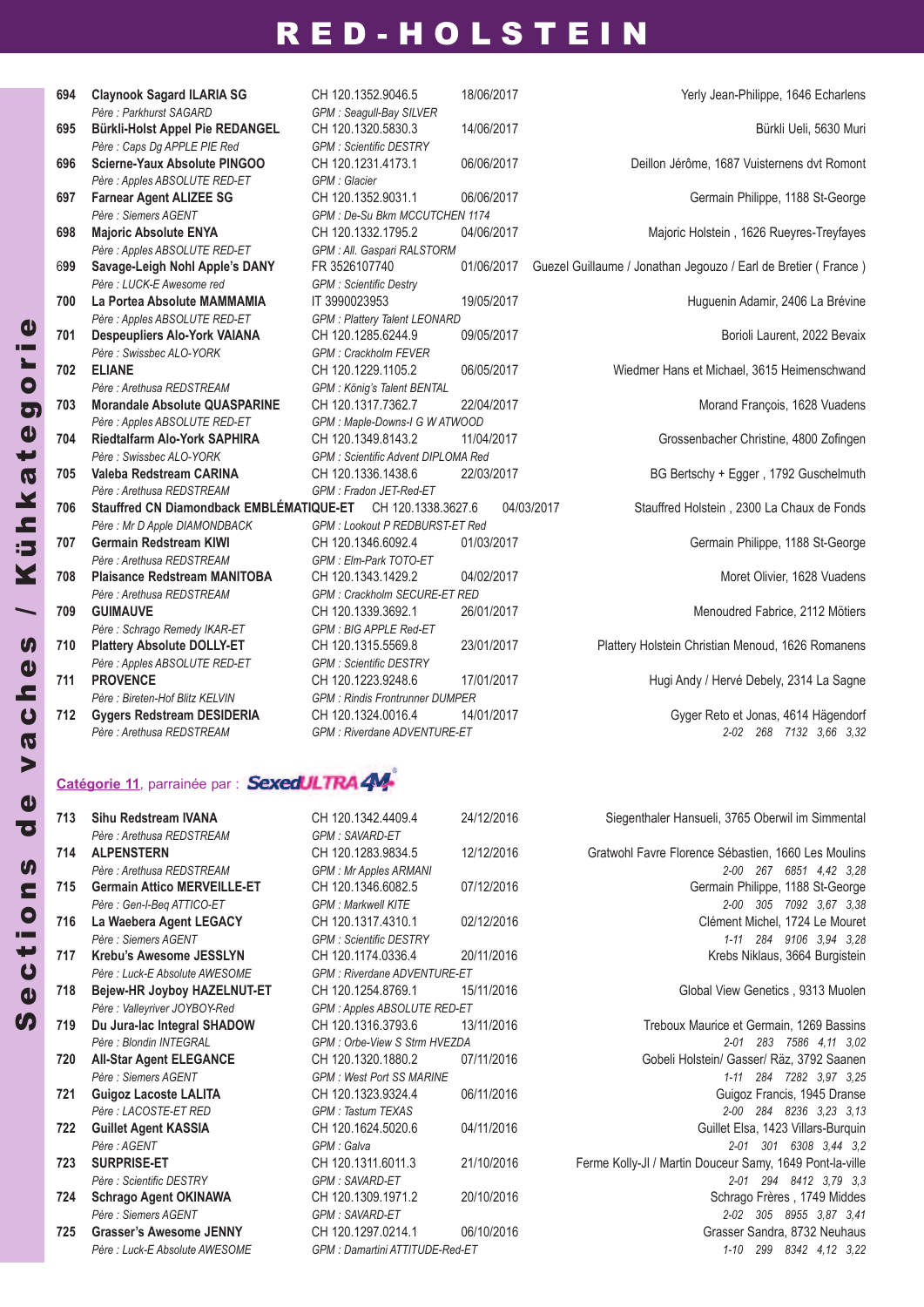# RED-HOLSTEIN

| N° | Nom | Identification | Date | Propriétaire |
|---|---|---|---|---|
| 694 | **Claynook Sagard ILARIA SG** | CH 120.1352.9046.5 | 18/06/2017 | Yerly Jean-Philippe, 1646 Echarlens |
| | *Père : Parkhurst SAGARD* | *GPM : Seagull-Bay SILVER* | | |
| 695 | **Bürkli-Holst Appel Pie REDANGEL** | CH 120.1320.5830.3 | 14/06/2017 | Bürkli Ueli, 5630 Muri |
| | *Père : Caps Dg APPLE PIE Red* | *GPM : Scientific DESTRY* | | |
| 696 | **Scierne-Yaux Absolute PINGOO** | CH 120.1231.4173.1 | 06/06/2017 | Deillon Jérôme, 1687 Vuisternens dvt Romont |
| | *Père : Apples ABSOLUTE RED-ET* | *GPM : Glacier* | | |
| 697 | **Farnear Agent ALIZEE SG** | CH 120.1352.9031.1 | 06/06/2017 | Germain Philippe, 1188 St-George |
| | *Père : Siemers AGENT* | *GPM : De-Su Bkm MCCUTCHEN 1174* | | |
| 698 | **Majoric Absolute ENYA** | CH 120.1332.1795.2 | 04/06/2017 | Majoric Holstein , 1626 Rueyres-Treyfayes |
| | *Père : Apples ABSOLUTE RED-ET* | *GPM : All. Gaspari RALSTORM* | | |
| 699 | **Savage-Leigh Nohl Apple's DANY** | FR 3526107740 | 01/06/2017 | Guezel Guillaume / Jonathan Jegouzo / Earl de Bretier ( France ) |
| | *Père : LUCK-E Awesome red* | *GPM : Scientific Destry* | | |
| 700 | **La Portea Absolute MAMMAMIA** | IT 3990023953 | 19/05/2017 | Huguenin Adamir, 2406 La Brévine |
| | *Père : Apples ABSOLUTE RED-ET* | *GPM : Plattery Talent LEONARD* | | |
| 701 | **Despeupliers Alo-York VAIANA** | CH 120.1285.6244.9 | 09/05/2017 | Borioli Laurent, 2022 Bevaix |
| | *Père : Swissbec ALO-YORK* | *GPM : Crackholm FEVER* | | |
| 702 | **ELIANE** | CH 120.1229.1105.2 | 06/05/2017 | Wiedmer Hans et Michael, 3615 Heimenschwand |
| | *Père : Arethusa REDSTREAM* | *GPM : König's Talent BENTAL* | | |
| 703 | **Morandale Absolute QUASPARINE** | CH 120.1317.7362.7 | 22/04/2017 | Morand François, 1628 Vuadens |
| | *Père : Apples ABSOLUTE RED-ET* | *GPM : Maple-Downs-I G W ATWOOD* | | |
| 704 | **Riedtalfarm Alo-York SAPHIRA** | CH 120.1349.8143.2 | 11/04/2017 | Grossenbacher Christine, 4800 Zofingen |
| | *Père : Swissbec ALO-YORK* | *GPM : Scientific Advent DIPLOMA Red* | | |
| 705 | **Valeba Redstream CARINA** | CH 120.1336.1438.6 | 22/03/2017 | BG Bertschy + Egger , 1792 Guschelmuth |
| | *Père : Arethusa REDSTREAM* | *GPM : Fradon JET-Red-ET* | | |
| 706 | **Stauffred CN Diamondback EMBLÉMATIQUE-ET** | CH 120.1338.3627.6 | 04/03/2017 | Stauffred Holstein , 2300 La Chaux de Fonds |
| | *Père : Mr D Apple DIAMONDBACK* | *GPM : Lookout P REDBURST-ET Red* | | |
| 707 | **Germain Redstream KIWI** | CH 120.1346.6092.4 | 01/03/2017 | Germain Philippe, 1188 St-George |
| | *Père : Arethusa REDSTREAM* | *GPM : Elm-Park TOTO-ET* | | |
| 708 | **Plaisance Redstream MANITOBA** | CH 120.1343.1429.2 | 04/02/2017 | Moret Olivier, 1628 Vuadens |
| | *Père : Arethusa REDSTREAM* | *GPM : Crackholm SECURE-ET RED* | | |
| 709 | **GUIMAUVE** | CH 120.1339.3692.1 | 26/01/2017 | Menoudred Fabrice, 2112 Môtiers |
| | *Père : Schrago Remedy IKAR-ET* | *GPM : BIG APPLE Red-ET* | | |
| 710 | **Plattery Absolute DOLLY-ET** | CH 120.1315.5569.8 | 23/01/2017 | Plattery Holstein Christian Menoud, 1626 Romanens |
| | *Père : Apples ABSOLUTE RED-ET* | *GPM : Scientific DESTRY* | | |
| 711 | **PROVENCE** | CH 120.1223.9248.6 | 17/01/2017 | Hugi Andy / Hervé Debely, 2314 La Sagne |
| | *Père : Bireten-Hof Blitz KELVIN* | *GPM : Rindis Frontrunner DUMPER* | | |
| 712 | **Gygers Redstream DESIDERIA** | CH 120.1324.0016.4 | 14/01/2017 | Gyger Reto et Jonas, 4614 Hägendorf |
| | *Père : Arethusa REDSTREAM* | *GPM : Riverdane ADVENTURE-ET* | | *2-02 268 7132 3,66 3,32* |

**Catégorie 11**, parrainée par : SexedULTRA 4M

| N° | Nom | Identification | Date | Propriétaire |
|---|---|---|---|---|
| 713 | **Sihu Redstream IVANA** | CH 120.1342.4409.4 | 24/12/2016 | Siegenthaler Hansueli, 3765 Oberwil im Simmental |
| | *Père : Arethusa REDSTREAM* | *GPM : SAVARD-ET* | | |
| 714 | **ALPENSTERN** | CH 120.1283.9834.5 | 12/12/2016 | Gratwohl Favre Florence Sébastien, 1660 Les Moulins |
| | *Père : Arethusa REDSTREAM* | *GPM : Mr Apples ARMANI* | | *2-00 267 6851 4,42 3,28* |
| 715 | **Germain Attico MERVEILLE-ET** | CH 120.1346.6082.5 | 07/12/2016 | Germain Philippe, 1188 St-George |
| | *Père : Gen-I-Beq ATTICO-ET* | *GPM : Markwell KITE* | | *2-00 305 7092 3,67 3,38* |
| 716 | **La Waebera Agent LEGACY** | CH 120.1317.4310.1 | 02/12/2016 | Clément Michel, 1724 Le Mouret |
| | *Père : Siemers AGENT* | *GPM : Scientific DESTRY* | | *1-11 284 9106 3,94 3,28* |
| 717 | **Krebu's Awesome JESSLYN** | CH 120.1174.0336.4 | 20/11/2016 | Krebs Niklaus, 3664 Burgistein |
| | *Père : Luck-E Absolute AWESOME* | *GPM : Riverdane ADVENTURE-ET* | | |
| 718 | **Bejew-HR Joyboy HAZELNUT-ET** | CH 120.1254.8769.1 | 15/11/2016 | Global View Genetics , 9313 Muolen |
| | *Père : Valleyriver JOYBOY-Red* | *GPM : Apples ABSOLUTE RED-ET* | | |
| 719 | **Du Jura-lac Integral SHADOW** | CH 120.1316.3793.6 | 13/11/2016 | Treboux Maurice et Germain, 1269 Bassins |
| | *Père : Blondin INTEGRAL* | *GPM : Orbe-View S Strm HVEZDA* | | *2-01 283 7586 4,11 3,02* |
| 720 | **All-Star Agent ELEGANCE** | CH 120.1320.1880.2 | 07/11/2016 | Gobeli Holstein/ Gasser/ Räz, 3792 Saanen |
| | *Père : Siemers AGENT* | *GPM : West Port SS MARINE* | | *1-11 284 7282 3,97 3,25* |
| 721 | **Guigoz Lacoste LALITA** | CH 120.1323.9324.4 | 06/11/2016 | Guigoz Francis, 1945 Dranse |
| | *Père : LACOSTE-ET RED* | *GPM : Tastum TEXAS* | | *2-00 284 8236 3,23 3,13* |
| 722 | **Guillet Agent KASSIA** | CH 120.1264.5020.6 | 04/11/2016 | Guillet Elsa, 1423 Villars-Burquin |
| | *Père : AGENT* | *GPM : Galva* | | *2-01 301 6308 3,44 3,2* |
| 723 | **SURPRISE-ET** | CH 120.1311.6011.3 | 21/10/2016 | Ferme Kolly-JI / Martin Douceur Samy, 1649 Pont-la-ville |
| | *Père : Scientific DESTRY* | *GPM : SAVARD-ET* | | *2-01 294 8412 3,79 3,3* |
| 724 | **Schrago Agent OKINAWA** | CH 120.1309.1971.2 | 20/10/2016 | Schrago Frères , 1749 Middes |
| | *Père : Siemers AGENT* | *GPM : SAVARD-ET* | | *2-02 305 8955 3,87 3,41* |
| 725 | **Grasser's Awesome JENNY** | CH 120.1297.0214.1 | 06/10/2016 | Grasser Sandra, 8732 Neuhaus |
| | *Père : Luck-E Absolute AWESOME* | *GPM : Damartini ATTITUDE-Red-ET* | | *1-10 299 8342 4,12 3,22* |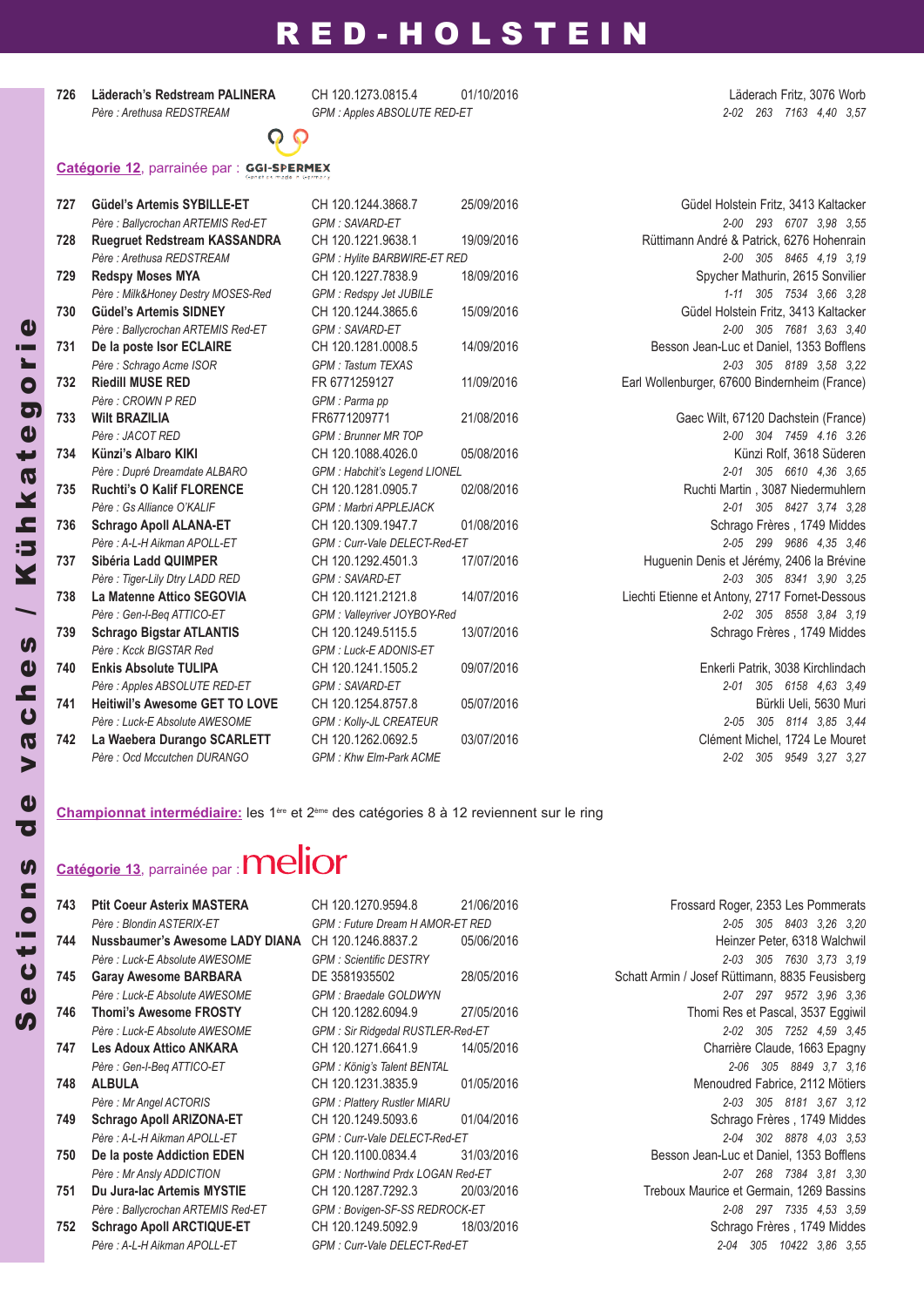# RED-HOLSTEIN

| No | Nom / Père | N° / GPM | Date | Propriétaire / Performances |
|---|---|---|---|---|
| 726 | **Läderach's Redstream PALINERA** | CH 120.1273.0815.4 | 01/10/2016 | Läderach Fritz, 3076 Worb |
| | *Père : Arethusa REDSTREAM* | *GPM : Apples ABSOLUTE RED-ET* | | *2-02 263 7163 4,40 3,57* |

**Catégorie 12**, parrainée par : GGI-SPERMEX

| No | Nom / Père | N° / GPM | Date | Propriétaire / Performances |
|---|---|---|---|---|
| 727 | **Güdel's Artemis SYBILLE-ET** | CH 120.1244.3868.7 | 25/09/2016 | Güdel Holstein Fritz, 3413 Kaltacker |
| | *Père : Ballycrochan ARTEMIS Red-ET* | *GPM : SAVARD-ET* | | *2-00 293 6707 3,98 3,55* |
| 728 | **Ruegruet Redstream KASSANDRA** | CH 120.1221.9638.1 | 19/09/2016 | Rüttimann André & Patrick, 6276 Hohenrain |
| | *Père : Arethusa REDSTREAM* | *GPM : Hylite BARBWIRE-ET RED* | | *2-00 305 8465 4,19 3,19* |
| 729 | **Redspy Moses MYA** | CH 120.1227.7838.9 | 18/09/2016 | Spycher Mathurin, 2615 Sonvilier |
| | *Père : Milk&Honey Destry MOSES-Red* | *GPM : Redspy Jet JUBILE* | | *1-11 305 7534 3,66 3,28* |
| 730 | **Güdel's Artemis SIDNEY** | CH 120.1244.3865.6 | 15/09/2016 | Güdel Holstein Fritz, 3413 Kaltacker |
| | *Père : Ballycrochan ARTEMIS Red-ET* | *GPM : SAVARD-ET* | | *2-00 305 7681 3,63 3,40* |
| 731 | **De la poste Isor ECLAIRE** | CH 120.1281.0008.5 | 14/09/2016 | Besson Jean-Luc et Daniel, 1353 Bofflens |
| | *Père : Schrago Acme ISOR* | *GPM : Tastum TEXAS* | | *2-03 305 8189 3,58 3,22* |
| 732 | **Riedill MUSE RED** | FR 6771259127 | 11/09/2016 | Earl Wollenburger, 67600 Bindernheim (France) |
| | *Père : CROWN P RED* | *GPM : Parma pp* | | |
| 733 | **Wilt BRAZILIA** | FR6771209771 | 21/08/2016 | Gaec Wilt, 67120 Dachstein (France) |
| | *Père : JACOT RED* | *GPM : Brunner MR TOP* | | *2-00 304 7459 4.16 3.26* |
| 734 | **Künzi's Albaro KIKI** | CH 120.1088.4026.0 | 05/08/2016 | Künzi Rolf, 3618 Süderen |
| | *Père : Dupré Dreamdate ALBARO* | *GPM : Habchit's Legend LIONEL* | | *2-01 305 6610 4,36 3,65* |
| 735 | **Ruchti's O Kalif FLORENCE** | CH 120.1281.0905.7 | 02/08/2016 | Ruchti Martin , 3087 Niedermuhlern |
| | *Père : Gs Alliance O'KALIF* | *GPM : Marbri APPLEJACK* | | *2-01 305 8427 3,74 3,28* |
| 736 | **Schrago Apoll ALANA-ET** | CH 120.1309.1947.7 | 01/08/2016 | Schrago Frères , 1749 Middes |
| | *Père : A-L-H Aikman APOLL-ET* | *GPM : Curr-Vale DELECT-Red-ET* | | *2-05 299 9686 4,35 3,46* |
| 737 | **Sibéria Ladd QUIMPER** | CH 120.1292.4501.3 | 17/07/2016 | Huguenin Denis et Jérémy, 2406 la Brévine |
| | *Père : Tiger-Lily Dtry LADD RED* | *GPM : SAVARD-ET* | | *2-03 305 8341 3,90 3,25* |
| 738 | **La Matenne Attico SEGOVIA** | CH 120.1121.2121.8 | 14/07/2016 | Liechti Etienne et Antony, 2717 Fornet-Dessous |
| | *Père : Gen-I-Beq ATTICO-ET* | *GPM : Valleyriver JOYBOY-Red* | | *2-02 305 8558 3,84 3,19* |
| 739 | **Schrago Bigstar ATLANTIS** | CH 120.1249.5115.5 | 13/07/2016 | Schrago Frères , 1749 Middes |
| | *Père : Kcck BIGSTAR Red* | *GPM : Luck-E ADONIS-ET* | | |
| 740 | **Enkis Absolute TULIPA** | CH 120.1241.1505.2 | 09/07/2016 | Enkerli Patrik, 3038 Kirchlindach |
| | *Père : Apples ABSOLUTE RED-ET* | *GPM : SAVARD-ET* | | *2-01 305 6158 4,63 3,49* |
| 741 | **Heitiwil's Awesome GET TO LOVE** | CH 120.1254.8757.8 | 05/07/2016 | Bürkli Ueli, 5630 Muri |
| | *Père : Luck-E Absolute AWESOME* | *GPM : Kolly-JL CREATEUR* | | *2-05 305 8114 3,85 3,44* |
| 742 | **La Waebera Durango SCARLETT** | CH 120.1262.0692.5 | 03/07/2016 | Clément Michel, 1724 Le Mouret |
| | *Père : Ocd Mccutchen DURANGO* | *GPM : Khw Elm-Park ACME* | | *2-02 305 9549 3,27 3,27* |

**Championnat intermédiaire:** les 1ère et 2ème des catégories 8 à 12 reviennent sur le ring

**Catégorie 13**, parrainée par : melior

| No | Nom / Père | N° / GPM | Date | Propriétaire / Performances |
|---|---|---|---|---|
| 743 | **Ptit Coeur Asterix MASTERA** | CH 120.1270.9594.8 | 21/06/2016 | Frossard Roger, 2353 Les Pommerats |
| | *Père : Blondin ASTERIX-ET* | *GPM : Future Dream H AMOR-ET RED* | | *2-05 305 8403 3,26 3,20* |
| 744 | **Nussbaumer's Awesome LADY DIANA** | CH 120.1246.8837.2 | 05/06/2016 | Heinzer Peter, 6318 Walchwil |
| | *Père : Luck-E Absolute AWESOME* | *GPM : Scientific DESTRY* | | *2-03 305 7630 3,73 3,19* |
| 745 | **Garay Awesome BARBARA** | DE 3581935502 | 28/05/2016 | Schatt Armin / Josef Rüttimann, 8835 Feusisberg |
| | *Père : Luck-E Absolute AWESOME* | *GPM : Braedale GOLDWYN* | | *2-07 297 9572 3,96 3,36* |
| 746 | **Thomi's Awesome FROSTY** | CH 120.1282.6094.9 | 27/05/2016 | Thomi Res et Pascal, 3537 Eggiwil |
| | *Père : Luck-E Absolute AWESOME* | *GPM : Sir Ridgedal RUSTLER-Red-ET* | | *2-02 305 7252 4,59 3,45* |
| 747 | **Les Adoux Attico ANKARA** | CH 120.1271.6641.9 | 14/05/2016 | Charrière Claude, 1663 Epagny |
| | *Père : Gen-I-Beq ATTICO-ET* | *GPM : König's Talent BENTAL* | | *2-06 305 8849 3,7 3,16* |
| 748 | **ALBULA** | CH 120.1231.3835.9 | 01/05/2016 | Menoudred Fabrice, 2112 Môtiers |
| | *Père : Mr Angel ACTORIS* | *GPM : Plattery Rustler MIARU* | | *2-03 305 8181 3,67 3,12* |
| 749 | **Schrago Apoll ARIZONA-ET** | CH 120.1249.5093.6 | 01/04/2016 | Schrago Frères , 1749 Middes |
| | *Père : A-L-H Aikman APOLL-ET* | *GPM : Curr-Vale DELECT-Red-ET* | | *2-04 302 8878 4,03 3,53* |
| 750 | **De la poste Addiction EDEN** | CH 120.1100.0834.4 | 31/03/2016 | Besson Jean-Luc et Daniel, 1353 Bofflens |
| | *Père : Mr Ansly ADDICTION* | *GPM : Northwind Prdx LOGAN Red-ET* | | *2-07 268 7384 3,81 3,30* |
| 751 | **Du Jura-lac Artemis MYSTIE** | CH 120.1287.7292.3 | 20/03/2016 | Treboux Maurice et Germain, 1269 Bassins |
| | *Père : Ballycrochan ARTEMIS Red-ET* | *GPM : Bovigen-SF-SS REDROCK-ET* | | *2-08 297 7335 4,53 3,59* |
| 752 | **Schrago Apoll ARCTIQUE-ET** | CH 120.1249.5092.9 | 18/03/2016 | Schrago Frères , 1749 Middes |
| | *Père : A-L-H Aikman APOLL-ET* | *GPM : Curr-Vale DELECT-Red-ET* | | *2-04 305 10422 3,86 3,55* |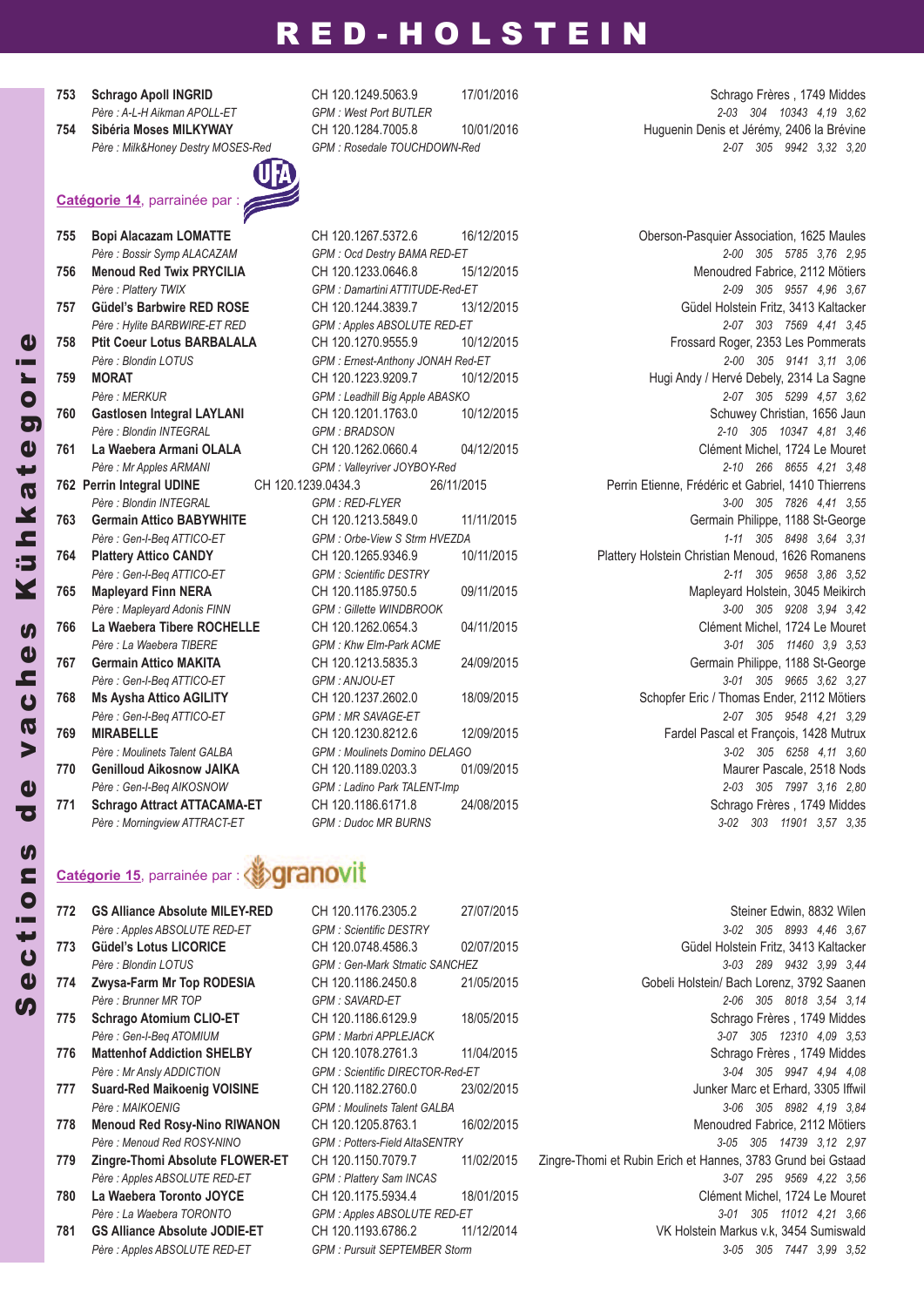# RED-HOLSTEIN

| N° | Nom | No BDTA | Date | Propriétaire |
|---|---|---|---|---|
| 753 | **Schrago Apoll INGRID** | CH 120.1249.5063.9 | 17/01/2016 | Schrago Frères , 1749 Middes |
| | *Père : A-L-H Aikman APOLL-ET* | *GPM : West Port BUTLER* | | *2-03 304 10343 4,19 3,62* |
| 754 | **Sibéria Moses MILKYWAY** | CH 120.1284.7005.8 | 10/01/2016 | Huguenin Denis et Jérémy, 2406 la Brévine |
| | *Père : Milk&Honey Destry MOSES-Red* | *GPM : Rosedale TOUCHDOWN-Red* | | *2-07 305 9942 3,32 3,20* |

## Catégorie 14, parrainée par : UFA

| N° | Nom | No BDTA | Date | Propriétaire |
|---|---|---|---|---|
| 755 | **Bopi Alacazam LOMATTE** | CH 120.1267.5372.6 | 16/12/2015 | Oberson-Pasquier Association, 1625 Maules |
| | *Père : Bossir Symp ALACAZAM* | *GPM : Ocd Destry BAMA RED-ET* | | *2-00 305 5785 3,76 2,95* |
| 756 | **Menoud Red Twix PRYCILIA** | CH 120.1233.0646.8 | 15/12/2015 | Menoudred Fabrice, 2112 Môtiers |
| | *Père : Plattery TWIX* | *GPM : Damartini ATTITUDE-Red-ET* | | *2-09 305 9557 4,96 3,67* |
| 757 | **Güdel's Barbwire RED ROSE** | CH 120.1244.3839.7 | 13/12/2015 | Güdel Holstein Fritz, 3413 Kaltacker |
| | *Père : Hylite BARBWIRE-ET RED* | *GPM : Apples ABSOLUTE RED-ET* | | *2-07 303 7569 4,41 3,45* |
| 758 | **Ptit Coeur Lotus BARBALALA** | CH 120.1270.9555.9 | 10/12/2015 | Frossard Roger, 2353 Les Pommerats |
| | *Père : Blondin LOTUS* | *GPM : Ernest-Anthony JONAH Red-ET* | | *2-00 305 9141 3,11 3,06* |
| 759 | **MORAT** | CH 120.1223.9209.7 | 10/12/2015 | Hugi Andy / Hervé Debely, 2314 La Sagne |
| | *Père : MERKUR* | *GPM : Leadhill Big Apple ABASKO* | | *2-07 305 5299 4,57 3,62* |
| 760 | **Gastlosen Integral LAYLANI** | CH 120.1201.1763.0 | 10/12/2015 | Schuwey Christian, 1656 Jaun |
| | *Père : Blondin INTEGRAL* | *GPM : BRADSON* | | *2-10 305 10347 4,81 3,46* |
| 761 | **La Waebera Armani OLALA** | CH 120.1262.0660.4 | 04/12/2015 | Clément Michel, 1724 Le Mouret |
| | *Père : Mr Apples ARMANI* | *GPM : Valleyriver JOYBOY-Red* | | *2-10 266 8655 4,21 3,48* |
| 762 | **Perrin Integral UDINE** | CH 120.1239.0434.3 | 26/11/2015 | Perrin Etienne, Frédéric et Gabriel, 1410 Thierrens |
| | *Père : Blondin INTEGRAL* | *GPM : RED-FLYER* | | *3-00 305 7826 4,41 3,55* |
| 763 | **Germain Attico BABYWHITE** | CH 120.1213.5849.0 | 11/11/2015 | Germain Philippe, 1188 St-George |
| | *Père : Gen-I-Beq ATTICO-ET* | *GPM : Orbe-View S Strm HVEZDA* | | *1-11 305 8498 3,64 3,31* |
| 764 | **Plattery Attico CANDY** | CH 120.1265.9346.9 | 10/11/2015 | Plattery Holstein Christian Menoud, 1626 Romanens |
| | *Père : Gen-I-Beq ATTICO-ET* | *GPM : Scientific DESTRY* | | *2-11 305 9658 3,86 3,52* |
| 765 | **Mapleyard Finn NERA** | CH 120.1185.9750.5 | 09/11/2015 | Mapleyard Holstein, 3045 Meikirch |
| | *Père : Mapleyard Adonis FINN* | *GPM : Gillette WINDBROOK* | | *3-00 305 9208 3,94 3,42* |
| 766 | **La Waebera Tibere ROCHELLE** | CH 120.1262.0654.3 | 04/11/2015 | Clément Michel, 1724 Le Mouret |
| | *Père : La Waebera TIBERE* | *GPM : Khw Elm-Park ACME* | | *3-01 305 11460 3,9 3,53* |
| 767 | **Germain Attico MAKITA** | CH 120.1213.5835.3 | 24/09/2015 | Germain Philippe, 1188 St-George |
| | *Père : Gen-I-Beq ATTICO-ET* | *GPM : ANJOU-ET* | | *3-01 305 9665 3,62 3,27* |
| 768 | **Ms Aysha Attico AGILITY** | CH 120.1237.2602.0 | 18/09/2015 | Schopfer Eric / Thomas Ender, 2112 Môtiers |
| | *Père : Gen-I-Beq ATTICO-ET* | *GPM : MR SAVAGE-ET* | | *2-07 305 9548 4,21 3,29* |
| 769 | **MIRABELLE** | CH 120.1230.8212.6 | 12/09/2015 | Fardel Pascal et François, 1428 Mutrux |
| | *Père : Moulinets Talent GALBA* | *GPM : Moulinets Domino DELAGO* | | *3-02 305 6258 4,11 3,60* |
| 770 | **Genilloud Aikosnow JAIKA** | CH 120.1189.0203.3 | 01/09/2015 | Maurer Pascale, 2518 Nods |
| | *Père : Gen-I-Beq AIKOSNOW* | *GPM : Ladino Park TALENT-Imp* | | *2-03 305 7997 3,16 2,80* |
| 771 | **Schrago Attract ATTACAMA-ET** | CH 120.1186.6171.8 | 24/08/2015 | Schrago Frères , 1749 Middes |
| | *Père : Morningview ATTRACT-ET* | *GPM : Dudoc MR BURNS* | | *3-02 303 11901 3,57 3,35* |

## Catégorie 15, parrainée par : granovit

| N° | Nom | No BDTA | Date | Propriétaire |
|---|---|---|---|---|
| 772 | **GS Alliance Absolute MILEY-RED** | CH 120.1176.2305.2 | 27/07/2015 | Steiner Edwin, 8832 Wilen |
| | *Père : Apples ABSOLUTE RED-ET* | *GPM : Scientific DESTRY* | | *3-02 305 8993 4,46 3,67* |
| 773 | **Güdel's Lotus LICORICE** | CH 120.0748.4586.3 | 02/07/2015 | Güdel Holstein Fritz, 3413 Kaltacker |
| | *Père : Blondin LOTUS* | *GPM : Gen-Mark Stmatic SANCHEZ* | | *3-03 289 9432 3,99 3,44* |
| 774 | **Zwysa-Farm Mr Top RODESIA** | CH 120.1186.2450.8 | 21/05/2015 | Gobeli Holstein/ Bach Lorenz, 3792 Saanen |
| | *Père : Brunner MR TOP* | *GPM : SAVARD-ET* | | *2-06 305 8018 3,54 3,14* |
| 775 | **Schrago Atomium CLIO-ET** | CH 120.1186.6129.9 | 18/05/2015 | Schrago Frères , 1749 Middes |
| | *Père : Gen-I-Beq ATOMIUM* | *GPM : Marbri APPLEJACK* | | *3-07 305 12310 4,09 3,53* |
| 776 | **Mattenhof Addiction SHELBY** | CH 120.1078.2761.3 | 11/04/2015 | Schrago Frères , 1749 Middes |
| | *Père : Mr Ansly ADDICTION* | *GPM : Scientific DIRECTOR-Red-ET* | | *3-04 305 9947 4,94 4,08* |
| 777 | **Suard-Red Maikoenig VOISINE** | CH 120.1182.2760.0 | 23/02/2015 | Junker Marc et Erhard, 3305 Iffwil |
| | *Père : MAIKOENIG* | *GPM : Moulinets Talent GALBA* | | *3-06 305 8982 4,19 3,84* |
| 778 | **Menoud Red Rosy-Nino RIWANON** | CH 120.1205.8763.1 | 16/02/2015 | Menoudred Fabrice, 2112 Môtiers |
| | *Père : Menoud Red ROSY-NINO* | *GPM : Potters-Field AltaSENTRY* | | *3-05 305 14739 3,12 2,97* |
| 779 | **Zingre-Thomi Absolute FLOWER-ET** | CH 120.1150.7079.7 | 11/02/2015 | Zingre-Thomi et Rubin Erich et Hannes, 3783 Grund bei Gstaad |
| | *Père : Apples ABSOLUTE RED-ET* | *GPM : Plattery Sam INCAS* | | *3-07 295 9569 4,22 3,56* |
| 780 | **La Waebera Toronto JOYCE** | CH 120.1175.5934.4 | 18/01/2015 | Clément Michel, 1724 Le Mouret |
| | *Père : La Waebera TORONTO* | *GPM : Apples ABSOLUTE RED-ET* | | *3-01 305 11012 4,21 3,66* |
| 781 | **GS Alliance Absolute JODIE-ET** | CH 120.1193.6786.2 | 11/12/2014 | VK Holstein Markus v.k, 3454 Sumiswald |
| | *Père : Apples ABSOLUTE RED-ET* | *GPM : Pursuit SEPTEMBER Storm* | | *3-05 305 7447 3,99 3,52* |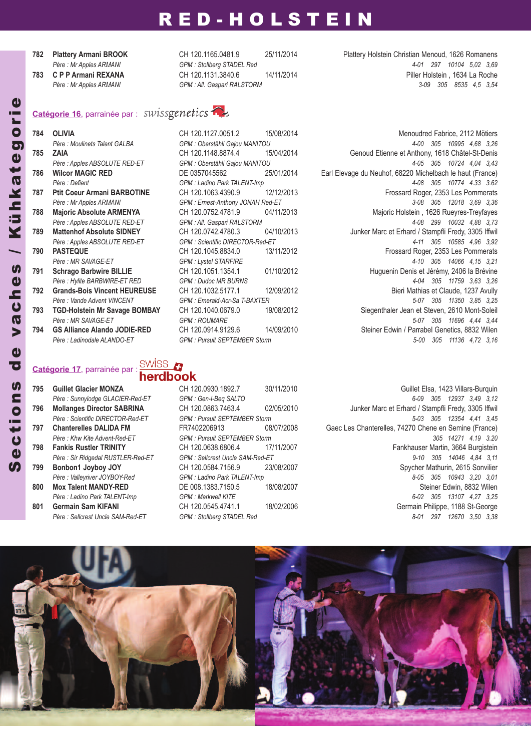# RED-HOLSTEIN

Sections de vaches / Kühkategorie

| | | | | |
|---|---|---|---|---|
| 782 | **Plattery Armani BROOK** | CH 120.1165.0481.9 | 25/11/2014 | Plattery Holstein Christian Menoud, 1626 Romanens |
| | *Père : Mr Apples ARMANI* | *GPM : Stollberg STADEL Red* | | *4-01 297 10104 5,02 3,69* |
| 783 | **C P P Armani REXANA** | CH 120.1131.3840.6 | 14/11/2014 | Piller Holstein , 1634 La Roche |
| | *Père : Mr Apples ARMANI* | *GPM : All. Gaspari RALSTORM* | | *3-09 305 8535 4,5 3,54* |

## Catégorie 16, parrainée par : swissgenetics

| | | | | |
|---|---|---|---|---|
| 784 | **OLIVIA** | CH 120.1127.0051.2 | 15/08/2014 | Menoudred Fabrice, 2112 Môtiers |
| | *Père : Moulinets Talent GALBA* | *GPM : Oberstähli Gajou MANITOU* | | *4-00 305 10995 4,68 3,26* |
| 785 | **ZAIA** | CH 120.1148.8874.4 | 15/04/2014 | Genoud Etienne et Anthony, 1618 Châtel-St-Denis |
| | *Père : Apples ABSOLUTE RED-ET* | *GPM : Oberstähli Gajou MANITOU* | | *4-05 305 10724 4,04 3,43* |
| 786 | **Wilcor MAGIC RED** | DE 0357045562 | 25/01/2014 | Earl Elevage du Neuhof, 68220 Michelbach le haut (France) |
| | *Père : Defiant* | *GPM : Ladino Park TALENT-Imp* | | *4-08 305 10774 4.33 3.62* |
| 787 | **Ptit Coeur Armani BARBOTINE** | CH 120.1063.4390.9 | 12/12/2013 | Frossard Roger, 2353 Les Pommerats |
| | *Père : Mr Apples ARMANI* | *GPM : Ernest-Anthony JONAH Red-ET* | | *3-08 305 12018 3,69 3,36* |
| 788 | **Majoric Absolute ARMENYA** | CH 120.0752.4781.9 | 04/11/2013 | Majoric Holstein , 1626 Rueyres-Treyfayes |
| | *Père : Apples ABSOLUTE RED-ET* | *GPM : All. Gaspari RALSTORM* | | *4-08 299 10032 4,88 3,73* |
| 789 | **Mattenhof Absolute SIDNEY** | CH 120.0742.4780.3 | 04/10/2013 | Junker Marc et Erhard / Stampfli Fredy, 3305 Iffwil |
| | *Père : Apples ABSOLUTE RED-ET* | *GPM : Scientific DIRECTOR-Red-ET* | | *4-11 305 10585 4,96 3,92* |
| 790 | **PASTEQUE** | CH 120.1045.8834.0 | 13/11/2012 | Frossard Roger, 2353 Les Pommerats |
| | *Père : MR SAVAGE-ET* | *GPM : Lystel STARFIRE* | | *4-10 305 14066 4,15 3,21* |
| 791 | **Schrago Barbwire BILLIE** | CH 120.1051.1354.1 | 01/10/2012 | Huguenin Denis et Jérémy, 2406 la Brévine |
| | *Père : Hylite BARBWIRE-ET RED* | *GPM : Dudoc MR BURNS* | | *4-04 305 11759 3,63 3,26* |
| 792 | **Grands-Bois Vincent HEUREUSE** | CH 120.1032.5177.1 | 12/09/2012 | Bieri Mathias et Claude, 1237 Avully |
| | *Père : Vande Advent VINCENT* | *GPM : Emerald-Acr-Sa T-BAXTER* | | *5-07 305 11350 3,85 3,25* |
| 793 | **TGD-Holstein Mr Savage BOMBAY** | CH 120.1040.0679.0 | 19/08/2012 | Siegenthaler Jean et Steven, 2610 Mont-Soleil |
| | *Père : MR SAVAGE-ET* | *GPM : ROUMARE* | | *5-07 305 11696 4,44 3,44* |
| 794 | **GS Alliance Alando JODIE-RED** | CH 120.0914.9129.6 | 14/09/2010 | Steiner Edwin / Parrabel Genetics, 8832 Wilen |
| | *Père : Ladinodale ALANDO-ET* | *GPM : Pursuit SEPTEMBER Storm* | | *5-00 305 11136 4,72 3,16* |

## Catégorie 17, parrainée par : swiss herdbook

| | | | | |
|---|---|---|---|---|
| 795 | **Guillet Glacier MONZA** | CH 120.0930.1892.7 | 30/11/2010 | Guillet Elsa, 1423 Villars-Burquin |
| | *Père : Sunnylodge GLACIER-Red-ET* | *GPM : Gen-I-Beq SALTO* | | *6-09 305 12937 3,49 3,12* |
| 796 | **Mollanges Director SABRINA** | CH 120.0863.7463.4 | 02/05/2010 | Junker Marc et Erhard / Stampfli Fredy, 3305 Iffwil |
| | *Père : Scientific DIRECTOR-Red-ET* | *GPM : Pursuit SEPTEMBER Storm* | | *5-03 305 12354 4,41 3,45* |
| 797 | **Chanterelles DALIDA FM** | FR7402206913 | 08/07/2008 | Gaec Les Chanterelles, 74270 Chene en Semine (France) |
| | *Père : Khw Kite Advent-Red-ET* | *GPM : Pursuit SEPTEMBER Storm* | | *305 14271 4.19 3.20* |
| 798 | **Fankis Rustler TRINITY** | CH 120.0638.6806.4 | 17/11/2007 | Fankhauser Martin, 3664 Burgistein |
| | *Père : Sir Ridgedal RUSTLER-Red-ET* | *GPM : Sellcrest Uncle SAM-Red-ET* | | *9-10 305 14046 4,84 3,11* |
| 799 | **Bonbon1 Joyboy JOY** | CH 120.0584.7156.9 | 23/08/2007 | Spycher Mathurin, 2615 Sonvilier |
| | *Père : Valleyriver JOYBOY-Red* | *GPM : Ladino Park TALENT-Imp* | | *8-05 305 10943 3,20 3,01* |
| 800 | **Mox Talent MANDY-RED** | DE 008.1383.7150.5 | 18/08/2007 | Steiner Edwin, 8832 Wilen |
| | *Père : Ladino Park TALENT-Imp* | *GPM : Markwell KITE* | | *6-02 305 13107 4,27 3,25* |
| 801 | **Germain Sam KIFANI** | CH 120.0545.4741.1 | 18/02/2006 | Germain Philippe, 1188 St-George |
| | *Père : Sellcrest Uncle SAM-Red-ET* | *GPM : Stollberg STADEL Red* | | *8-01 297 12670 3,50 3,38* |